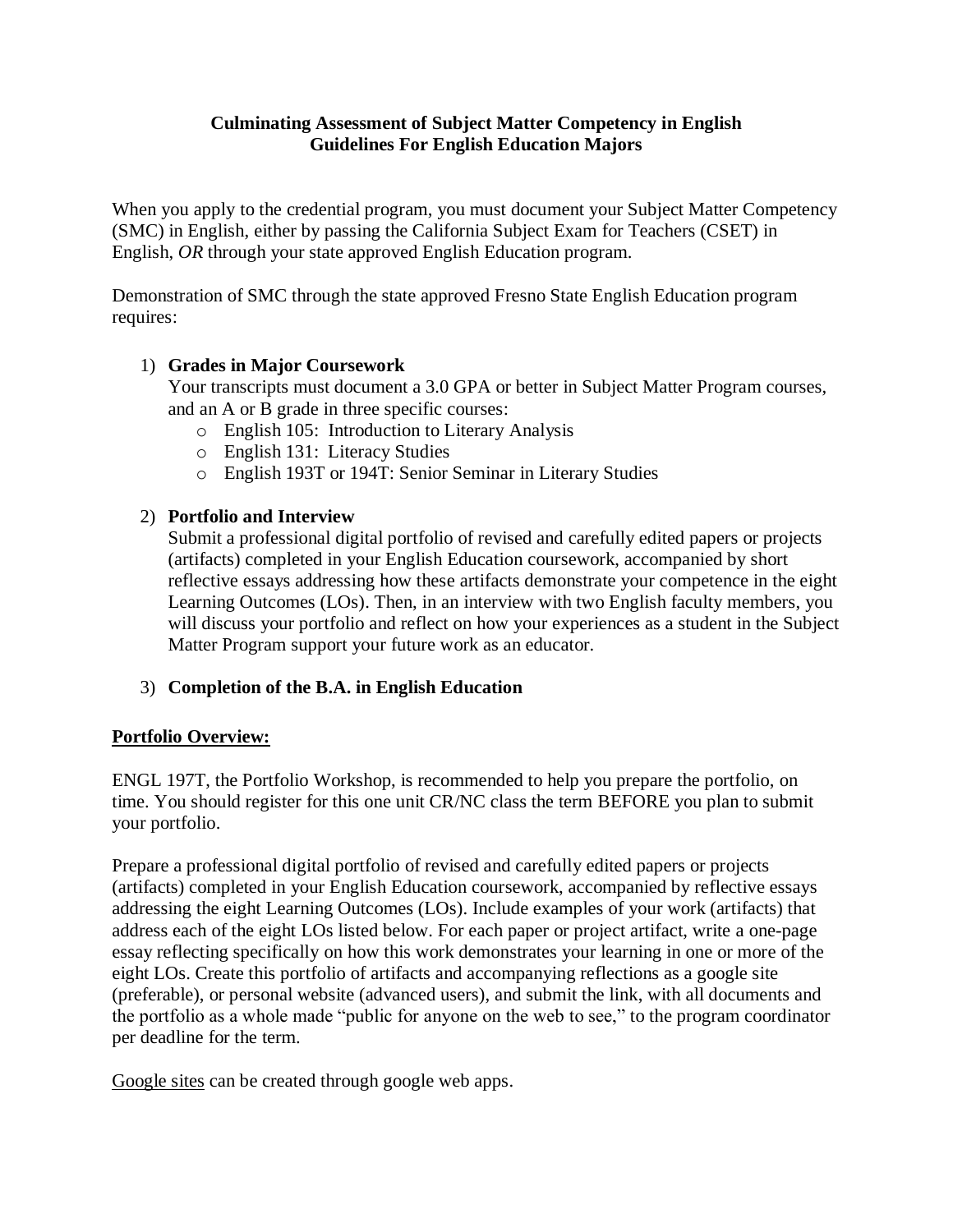# Culminating Assessment of Subject Matter Competency in English
## Guidelines For English Education Majors

When you apply to the credential program, you must document your Subject Matter Competency (SMC) in English, either by passing the California Subject Exam for Teachers (CSET) in English, *OR* through your state approved English Education program.

Demonstration of SMC through the state approved Fresno State English Education program requires:

1) **Grades in Major Coursework**
   Your transcripts must document a 3.0 GPA or better in Subject Matter Program courses, and an A or B grade in three specific courses:
   - English 105: Introduction to Literary Analysis
   - English 131: Literacy Studies
   - English 193T or 194T: Senior Seminar in Literary Studies

2) **Portfolio and Interview**
   Submit a professional digital portfolio of revised and carefully edited papers or projects (artifacts) completed in your English Education coursework, accompanied by short reflective essays addressing how these artifacts demonstrate your competence in the eight Learning Outcomes (LOs). Then, in an interview with two English faculty members, you will discuss your portfolio and reflect on how your experiences as a student in the Subject Matter Program support your future work as an educator.

3) **Completion of the B.A. in English Education**

**Portfolio Overview:**

ENGL 197T, the Portfolio Workshop, is recommended to help you prepare the portfolio, on time. You should register for this one unit CR/NC class the term BEFORE you plan to submit your portfolio.

Prepare a professional digital portfolio of revised and carefully edited papers or projects (artifacts) completed in your English Education coursework, accompanied by reflective essays addressing the eight Learning Outcomes (LOs). Include examples of your work (artifacts) that address each of the eight LOs listed below. For each paper or project artifact, write a one-page essay reflecting specifically on how this work demonstrates your learning in one or more of the eight LOs. Create this portfolio of artifacts and accompanying reflections as a google site (preferable), or personal website (advanced users), and submit the link, with all documents and the portfolio as a whole made "public for anyone on the web to see," to the program coordinator per deadline for the term.

Google sites can be created through google web apps.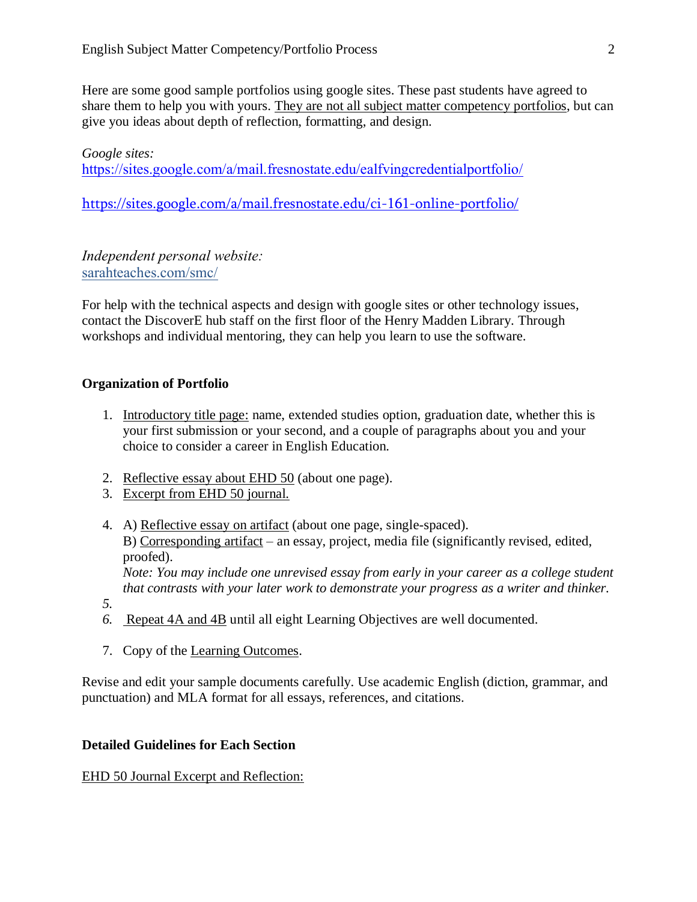Here are some good sample portfolios using google sites. These past students have agreed to share them to help you with yours. They are not all subject matter competency portfolios, but can give you ideas about depth of reflection, formatting, and design.

*Google sites:*
https://sites.google.com/a/mail.fresnostate.edu/ealfvingcredentialportfolio/

https://sites.google.com/a/mail.fresnostate.edu/ci-161-online-portfolio/

*Independent personal website:*
sarahteaches.com/smc/

For help with the technical aspects and design with google sites or other technology issues, contact the DiscoverE hub staff on the first floor of the Henry Madden Library. Through workshops and individual mentoring, they can help you learn to use the software.

**Organization of Portfolio**

1. Introductory title page: name, extended studies option, graduation date, whether this is your first submission or your second, and a couple of paragraphs about you and your choice to consider a career in English Education.

2. Reflective essay about EHD 50 (about one page).
3. Excerpt from EHD 50 journal.

4. A) Reflective essay on artifact (about one page, single-spaced).
   B) Corresponding artifact – an essay, project, media file (significantly revised, edited, proofed).
   *Note: You may include one unrevised essay from early in your career as a college student that contrasts with your later work to demonstrate your progress as a writer and thinker.*
5. 
6. Repeat 4A and 4B until all eight Learning Objectives are well documented.

7. Copy of the Learning Outcomes.

Revise and edit your sample documents carefully. Use academic English (diction, grammar, and punctuation) and MLA format for all essays, references, and citations.

**Detailed Guidelines for Each Section**

EHD 50 Journal Excerpt and Reflection: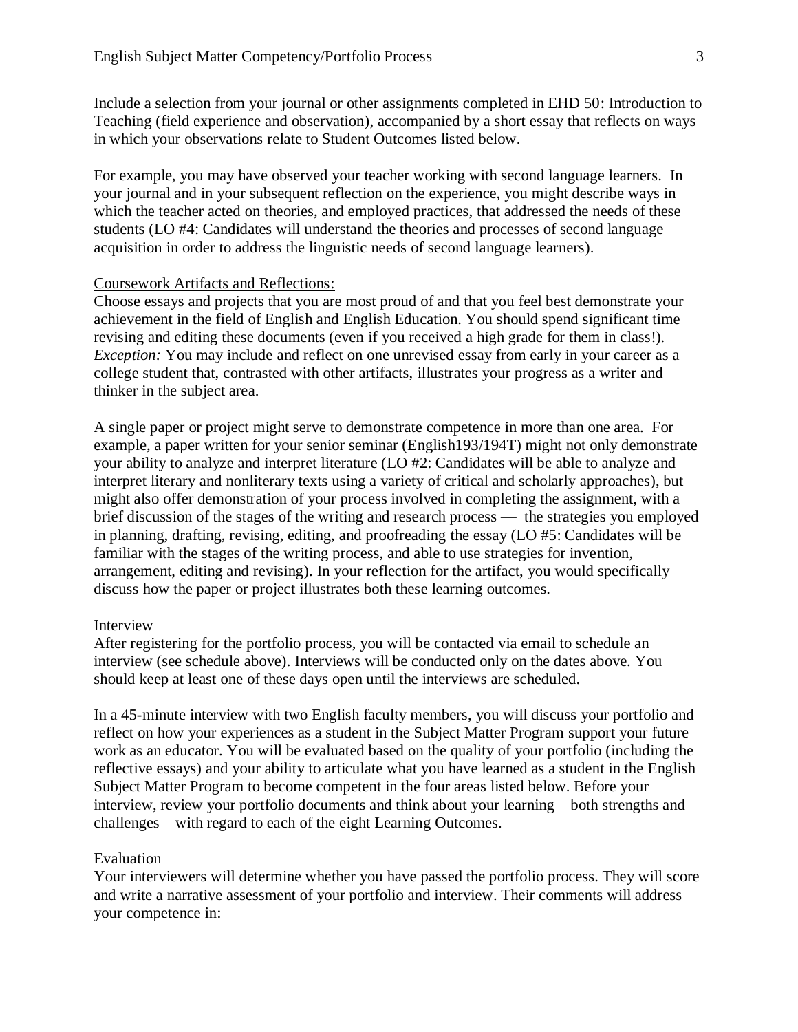Include a selection from your journal or other assignments completed in EHD 50: Introduction to Teaching (field experience and observation), accompanied by a short essay that reflects on ways in which your observations relate to Student Outcomes listed below.

For example, you may have observed your teacher working with second language learners. In your journal and in your subsequent reflection on the experience, you might describe ways in which the teacher acted on theories, and employed practices, that addressed the needs of these students (LO #4: Candidates will understand the theories and processes of second language acquisition in order to address the linguistic needs of second language learners).

<u>Coursework Artifacts and Reflections:</u>

Choose essays and projects that you are most proud of and that you feel best demonstrate your achievement in the field of English and English Education. You should spend significant time revising and editing these documents (even if you received a high grade for them in class!). *Exception:* You may include and reflect on one unrevised essay from early in your career as a college student that, contrasted with other artifacts, illustrates your progress as a writer and thinker in the subject area.

A single paper or project might serve to demonstrate competence in more than one area. For example, a paper written for your senior seminar (English193/194T) might not only demonstrate your ability to analyze and interpret literature (LO #2: Candidates will be able to analyze and interpret literary and nonliterary texts using a variety of critical and scholarly approaches), but might also offer demonstration of your process involved in completing the assignment, with a brief discussion of the stages of the writing and research process — the strategies you employed in planning, drafting, revising, editing, and proofreading the essay (LO #5: Candidates will be familiar with the stages of the writing process, and able to use strategies for invention, arrangement, editing and revising). In your reflection for the artifact, you would specifically discuss how the paper or project illustrates both these learning outcomes.

<u>Interview</u>

After registering for the portfolio process, you will be contacted via email to schedule an interview (see schedule above). Interviews will be conducted only on the dates above. You should keep at least one of these days open until the interviews are scheduled.

In a 45-minute interview with two English faculty members, you will discuss your portfolio and reflect on how your experiences as a student in the Subject Matter Program support your future work as an educator. You will be evaluated based on the quality of your portfolio (including the reflective essays) and your ability to articulate what you have learned as a student in the English Subject Matter Program to become competent in the four areas listed below. Before your interview, review your portfolio documents and think about your learning – both strengths and challenges – with regard to each of the eight Learning Outcomes.

<u>Evaluation</u>

Your interviewers will determine whether you have passed the portfolio process. They will score and write a narrative assessment of your portfolio and interview. Their comments will address your competence in: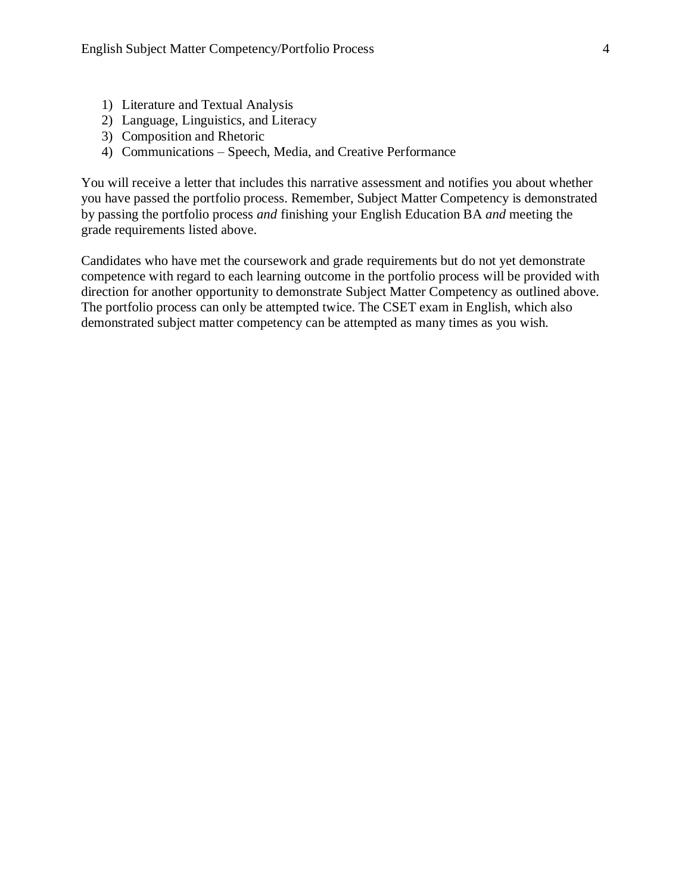1) Literature and Textual Analysis
2) Language, Linguistics, and Literacy
3) Composition and Rhetoric
4) Communications – Speech, Media, and Creative Performance

You will receive a letter that includes this narrative assessment and notifies you about whether you have passed the portfolio process. Remember, Subject Matter Competency is demonstrated by passing the portfolio process *and* finishing your English Education BA *and* meeting the grade requirements listed above.

Candidates who have met the coursework and grade requirements but do not yet demonstrate competence with regard to each learning outcome in the portfolio process will be provided with direction for another opportunity to demonstrate Subject Matter Competency as outlined above. The portfolio process can only be attempted twice. The CSET exam in English, which also demonstrated subject matter competency can be attempted as many times as you wish.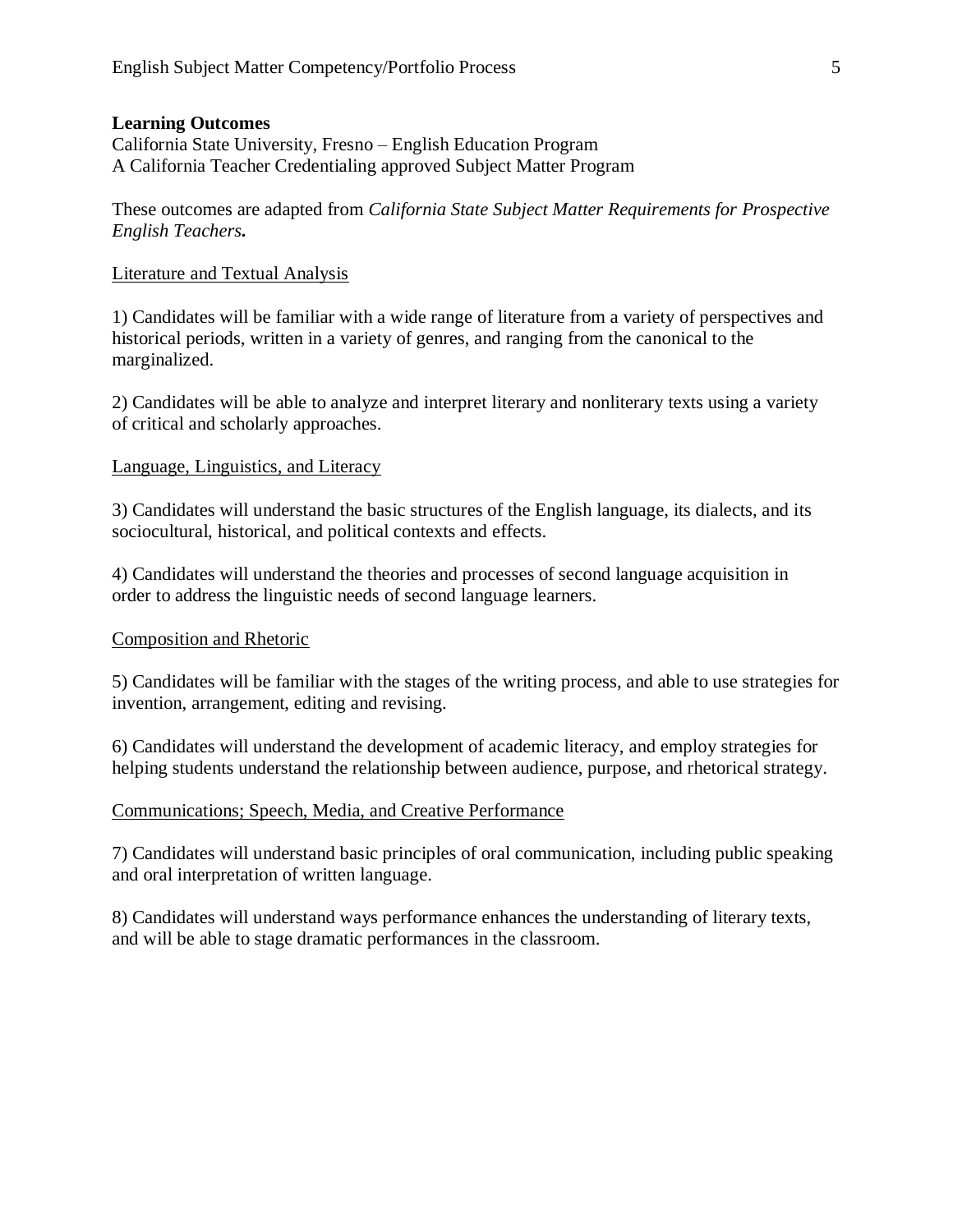## Learning Outcomes

California State University, Fresno – English Education Program
A California Teacher Credentialing approved Subject Matter Program

These outcomes are adapted from *California State Subject Matter Requirements for Prospective English Teachers***.**

### Literature and Textual Analysis

1) Candidates will be familiar with a wide range of literature from a variety of perspectives and historical periods, written in a variety of genres, and ranging from the canonical to the marginalized.

2) Candidates will be able to analyze and interpret literary and nonliterary texts using a variety of critical and scholarly approaches.

### Language, Linguistics, and Literacy

3) Candidates will understand the basic structures of the English language, its dialects, and its sociocultural, historical, and political contexts and effects.

4) Candidates will understand the theories and processes of second language acquisition in order to address the linguistic needs of second language learners.

### Composition and Rhetoric

5) Candidates will be familiar with the stages of the writing process, and able to use strategies for invention, arrangement, editing and revising.

6) Candidates will understand the development of academic literacy, and employ strategies for helping students understand the relationship between audience, purpose, and rhetorical strategy.

### Communications; Speech, Media, and Creative Performance

7) Candidates will understand basic principles of oral communication, including public speaking and oral interpretation of written language.

8) Candidates will understand ways performance enhances the understanding of literary texts, and will be able to stage dramatic performances in the classroom.